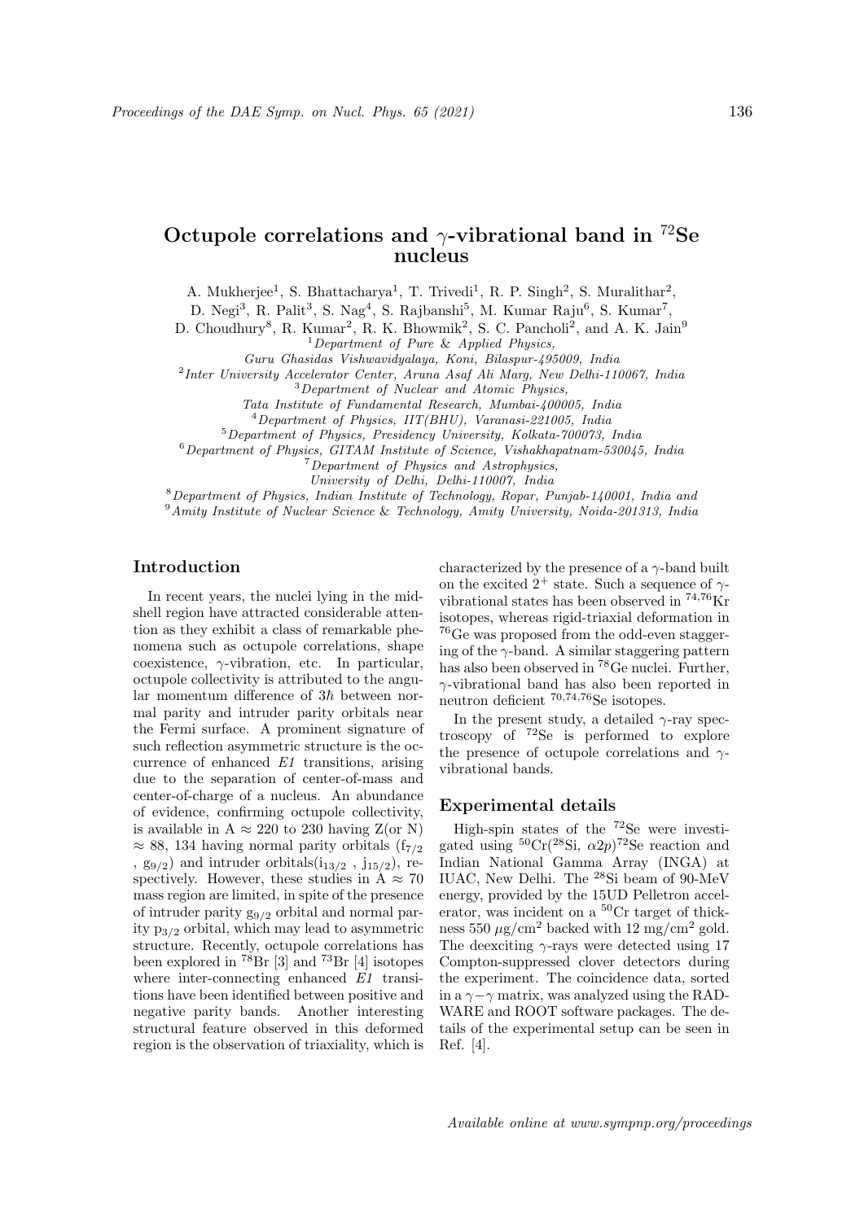# Octupole correlations and $\gamma$-vibrational band in $^{72}$Se nucleus

A. Mukherjee[1], S. Bhattacharya[1], T. Trivedi[1], R. P. Singh[2], S. Muralithar[2], D. Negi[3], R. Palit[3], S. Nag[4], S. Rajbanshi[5], M. Kumar Raju[6], S. Kumar[7], D. Choudhury[8], R. Kumar[2], R. K. Bhowmik[2], S. C. Pancholi[2], and A. K. Jain[9]

[1] *Department of Pure & Applied Physics, Guru Ghasidas Vishwavidyalaya, Koni, Bilaspur-495009, India*
[2] *Inter University Accelerator Center, Aruna Asaf Ali Marg, New Delhi-110067, India*
[3] *Department of Nuclear and Atomic Physics, Tata Institute of Fundamental Research, Mumbai-400005, India*
[4] *Department of Physics, IIT(BHU), Varanasi-221005, India*
[5] *Department of Physics, Presidency University, Kolkata-700073, India*
[6] *Department of Physics, GITAM Institute of Science, Vishakhapatnam-530045, India*
[7] *Department of Physics and Astrophysics, University of Delhi, Delhi-110007, India*
[8] *Department of Physics, Indian Institute of Technology, Ropar, Punjab-140001, India and*
[9] *Amity Institute of Nuclear Science & Technology, Amity University, Noida-201313, India*

## Introduction

In recent years, the nuclei lying in the mid-shell region have attracted considerable attention as they exhibit a class of remarkable phenomena such as octupole correlations, shape coexistence, $\gamma$-vibration, etc. In particular, octupole collectivity is attributed to the angular momentum difference of $3\hbar$ between normal parity and intruder parity orbitals near the Fermi surface. A prominent signature of such reflection asymmetric structure is the occurrence of enhanced *E1* transitions, arising due to the separation of center-of-mass and center-of-charge of a nucleus. An abundance of evidence, confirming octupole collectivity, is available in A $\approx$ 220 to 230 having Z(or N) $\approx$ 88, 134 having normal parity orbitals ($f_{7/2}$ , $g_{9/2}$) and intruder orbitals($i_{13/2}$ , $j_{15/2}$), respectively. However, these studies in A $\approx$ 70 mass region are limited, in spite of the presence of intruder parity $g_{9/2}$ orbital and normal parity $p_{3/2}$ orbital, which may lead to asymmetric structure. Recently, octupole correlations has been explored in $^{78}$Br [3] and $^{73}$Br [4] isotopes where inter-connecting enhanced *E1* transitions have been identified between positive and negative parity bands. Another interesting structural feature observed in this deformed region is the observation of triaxiality, which is characterized by the presence of a $\gamma$-band built on the excited $2^+$ state. Such a sequence of $\gamma$-vibrational states has been observed in $^{74,76}$Kr isotopes, whereas rigid-triaxial deformation in $^{76}$Ge was proposed from the odd-even staggering of the $\gamma$-band. A similar staggering pattern has also been observed in $^{78}$Ge nuclei. Further, $\gamma$-vibrational band has also been reported in neutron deficient $^{70,74,76}$Se isotopes.

In the present study, a detailed $\gamma$-ray spectroscopy of $^{72}$Se is performed to explore the presence of octupole correlations and $\gamma$-vibrational bands.

## Experimental details

High-spin states of the $^{72}$Se were investigated using $^{50}$Cr($^{28}$Si, $\alpha 2p$)$^{72}$Se reaction and Indian National Gamma Array (INGA) at IUAC, New Delhi. The $^{28}$Si beam of 90-MeV energy, provided by the 15UD Pelletron accelerator, was incident on a $^{50}$Cr target of thickness 550 $\mu$g/cm$^2$ backed with 12 mg/cm$^2$ gold. The deexciting $\gamma$-rays were detected using 17 Compton-suppressed clover detectors during the experiment. The coincidence data, sorted in a $\gamma-\gamma$ matrix, was analyzed using the RADWARE and ROOT software packages. The details of the experimental setup can be seen in Ref. [4].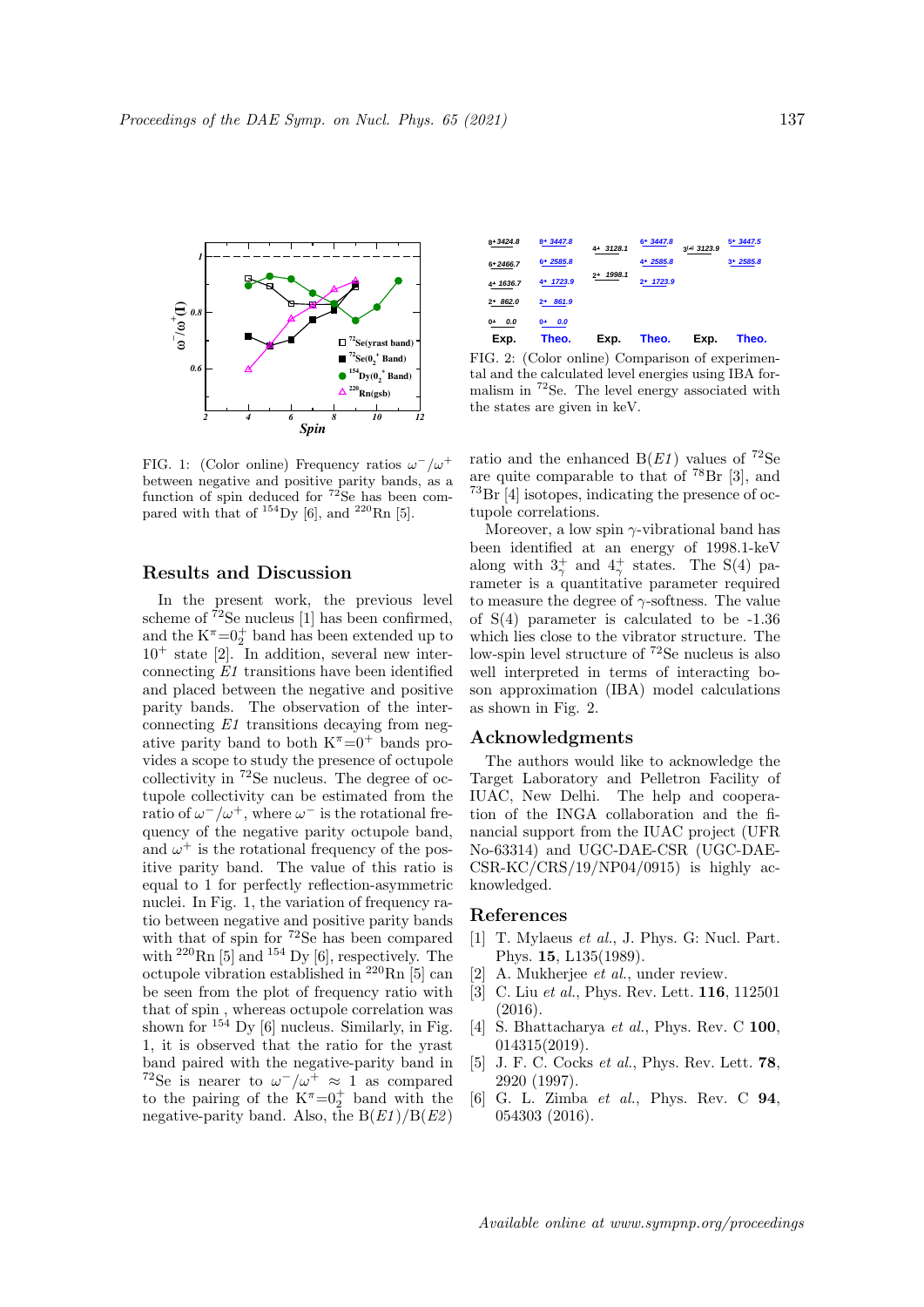1

0.8

0.6

2 4 6 8 10 12

Spin

$\omega^-/\omega^+(I)$

$^{72}$Se(yrast band)

$^{72}$Se($0_2^+$ Band)

$^{154}$Dy($0_2^+$ Band)

$^{220}$Rn(gsb)

FIG. 1: (Color online) Frequency ratios $\omega^-/\omega^+$ between negative and positive parity bands, as a function of spin deduced for $^{72}$Se has been compared with that of $^{154}$Dy [6], and $^{220}$Rn [5].

8+ 3424.8
6+ 2466.7
4+ 1636.7
2+ 862.0
0+ 0.0
Exp.

8+ 3447.8
6+ 2585.8
4+ 1723.9
2+ 861.9
0+ 0.0
Theo.

4+ 3128.1
2+ 1998.1
Exp.

6+ 3447.8
4+ 2585.8
2+ 1723.9
Theo.

3(+) 3123.9
Exp.

5+ 3447.5
3+ 2585.8
Theo.

FIG. 2: (Color online) Comparison of experimental and the calculated level energies using IBA formalism in $^{72}$Se. The level energy associated with the states are given in keV.

## Results and Discussion

In the present work, the previous level scheme of $^{72}$Se nucleus [1] has been confirmed, and the $K^\pi$=$0_2^+$ band has been extended up to $10^+$ state [2]. In addition, several new interconnecting *E1* transitions have been identified and placed between the negative and positive parity bands. The observation of the interconnecting *E1* transitions decaying from negative parity band to both $K^\pi$=$0^+$ bands provides a scope to study the presence of octupole collectivity in $^{72}$Se nucleus. The degree of octupole collectivity can be estimated from the ratio of $\omega^-/\omega^+$, where $\omega^-$ is the rotational frequency of the negative parity octupole band, and $\omega^+$ is the rotational frequency of the positive parity band. The value of this ratio is equal to 1 for perfectly reflection-asymmetric nuclei. In Fig. 1, the variation of frequency ratio between negative and positive parity bands with that of spin for $^{72}$Se has been compared with $^{220}$Rn [5] and $^{154}$ Dy [6], respectively. The octupole vibration established in $^{220}$Rn [5] can be seen from the plot of frequency ratio with that of spin , whereas octupole correlation was shown for $^{154}$ Dy [6] nucleus. Similarly, in Fig. 1, it is observed that the ratio for the yrast band paired with the negative-parity band in $^{72}$Se is nearer to $\omega^-/\omega^+ \approx 1$ as compared to the pairing of the $K^\pi$=$0_2^+$ band with the negative-parity band. Also, the B(*E1*)/B(*E2*) ratio and the enhanced B(*E1*) values of $^{72}$Se are quite comparable to that of $^{78}$Br [3], and $^{73}$Br [4] isotopes, indicating the presence of octupole correlations.

Moreover, a low spin $\gamma$-vibrational band has been identified at an energy of 1998.1-keV along with $3_\gamma^+$ and $4_\gamma^+$ states. The S(4) parameter is a quantitative parameter required to measure the degree of $\gamma$-softness. The value of S(4) parameter is calculated to be -1.36 which lies close to the vibrator structure. The low-spin level structure of $^{72}$Se nucleus is also well interpreted in terms of interacting boson approximation (IBA) model calculations as shown in Fig. 2.

## Acknowledgments

The authors would like to acknowledge the Target Laboratory and Pelletron Facility of IUAC, New Delhi. The help and cooperation of the INGA collaboration and the financial support from the IUAC project (UFR No-63314) and UGC-DAE-CSR (UGC-DAE-CSR-KC/CRS/19/NP04/0915) is highly acknowledged.

## References

- [1] T. Mylaeus *et al.*, J. Phys. G: Nucl. Part. Phys. **15**, L135(1989).
- [2] A. Mukherjee *et al.*, under review.
- [3] C. Liu *et al.*, Phys. Rev. Lett. **116**, 112501 (2016).
- [4] S. Bhattacharya *et al.*, Phys. Rev. C **100**, 014315(2019).
- [5] J. F. C. Cocks *et al.*, Phys. Rev. Lett. **78**, 2920 (1997).
- [6] G. L. Zimba *et al.*, Phys. Rev. C **94**, 054303 (2016).